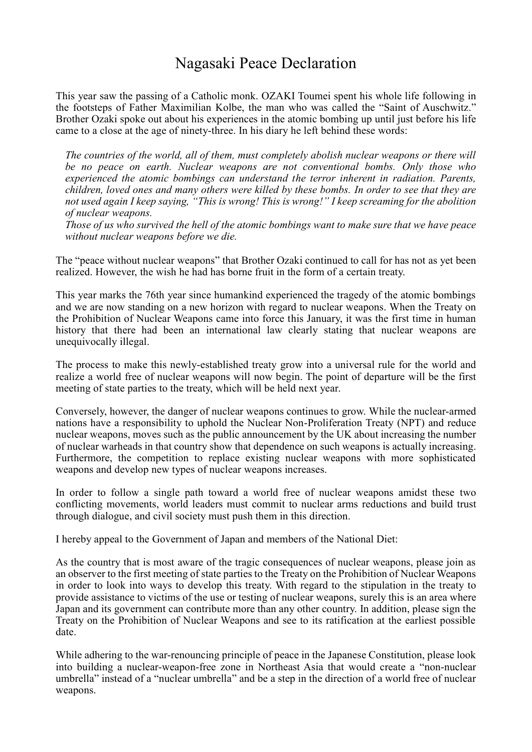# Nagasaki Peace Declaration

This year saw the passing of a Catholic monk. OZAKI Toumei spent his whole life following in the footsteps of Father Maximilian Kolbe, the man who was called the "Saint of Auschwitz." Brother Ozaki spoke out about his experiences in the atomic bombing up until just before his life came to a close at the age of ninety-three. In his diary he left behind these words:

> *The countries of the world, all of them, must completely abolish nuclear weapons or there will be no peace on earth. Nuclear weapons are not conventional bombs. Only those who experienced the atomic bombings can understand the terror inherent in radiation. Parents, children, loved ones and many others were killed by these bombs. In order to see that they are not used again I keep saying, "This is wrong! This is wrong!" I keep screaming for the abolition of nuclear weapons.*
>
> *Those of us who survived the hell of the atomic bombings want to make sure that we have peace without nuclear weapons before we die.*

The "peace without nuclear weapons" that Brother Ozaki continued to call for has not as yet been realized. However, the wish he had has borne fruit in the form of a certain treaty.

This year marks the 76th year since humankind experienced the tragedy of the atomic bombings and we are now standing on a new horizon with regard to nuclear weapons. When the Treaty on the Prohibition of Nuclear Weapons came into force this January, it was the first time in human history that there had been an international law clearly stating that nuclear weapons are unequivocally illegal.

The process to make this newly-established treaty grow into a universal rule for the world and realize a world free of nuclear weapons will now begin. The point of departure will be the first meeting of state parties to the treaty, which will be held next year.

Conversely, however, the danger of nuclear weapons continues to grow. While the nuclear-armed nations have a responsibility to uphold the Nuclear Non-Proliferation Treaty (NPT) and reduce nuclear weapons, moves such as the public announcement by the UK about increasing the number of nuclear warheads in that country show that dependence on such weapons is actually increasing. Furthermore, the competition to replace existing nuclear weapons with more sophisticated weapons and develop new types of nuclear weapons increases.

In order to follow a single path toward a world free of nuclear weapons amidst these two conflicting movements, world leaders must commit to nuclear arms reductions and build trust through dialogue, and civil society must push them in this direction.

I hereby appeal to the Government of Japan and members of the National Diet:

As the country that is most aware of the tragic consequences of nuclear weapons, please join as an observer to the first meeting of state parties to the Treaty on the Prohibition of Nuclear Weapons in order to look into ways to develop this treaty. With regard to the stipulation in the treaty to provide assistance to victims of the use or testing of nuclear weapons, surely this is an area where Japan and its government can contribute more than any other country. In addition, please sign the Treaty on the Prohibition of Nuclear Weapons and see to its ratification at the earliest possible date.

While adhering to the war-renouncing principle of peace in the Japanese Constitution, please look into building a nuclear-weapon-free zone in Northeast Asia that would create a "non-nuclear umbrella" instead of a "nuclear umbrella" and be a step in the direction of a world free of nuclear weapons.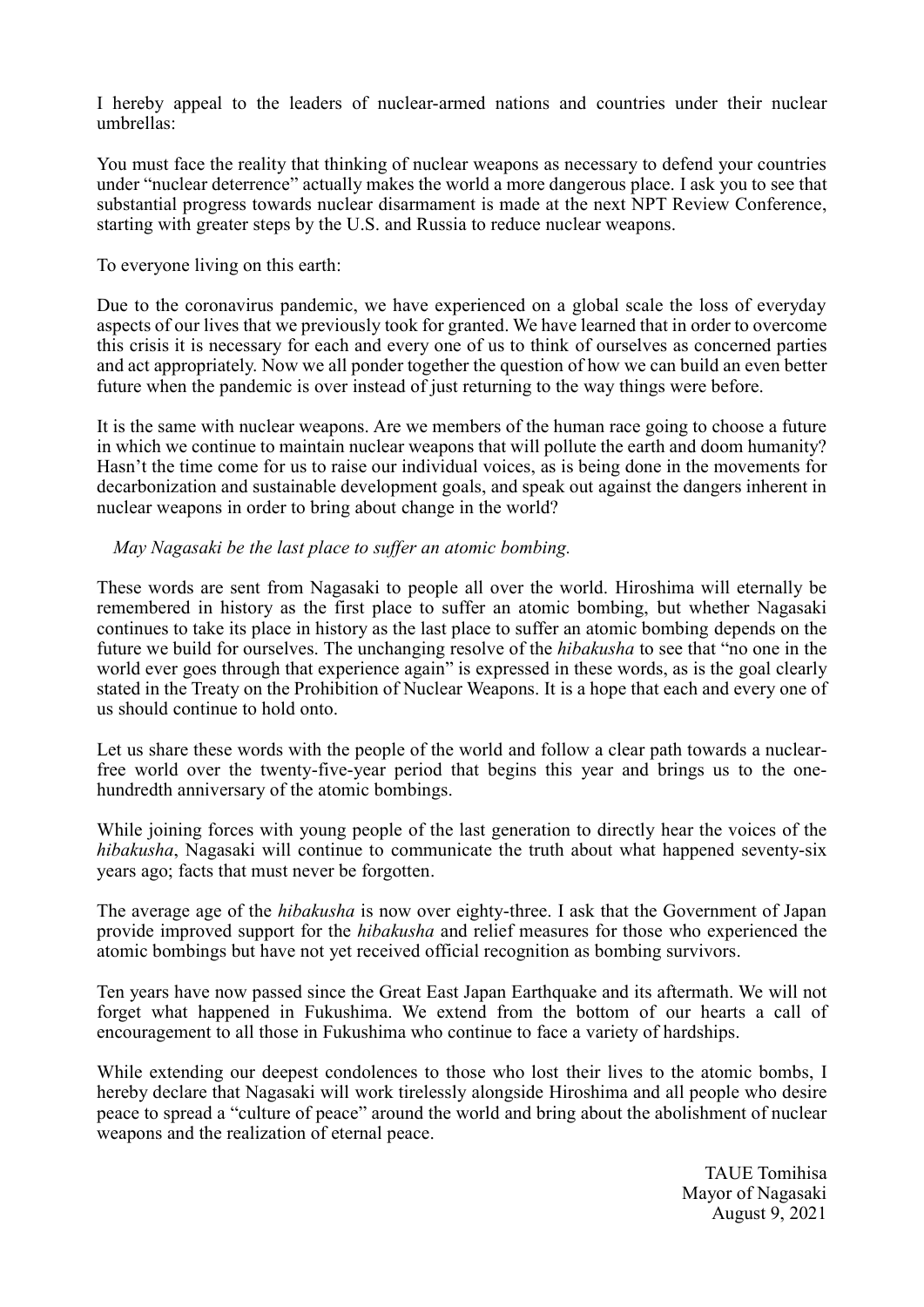I hereby appeal to the leaders of nuclear-armed nations and countries under their nuclear umbrellas:

You must face the reality that thinking of nuclear weapons as necessary to defend your countries under "nuclear deterrence" actually makes the world a more dangerous place. I ask you to see that substantial progress towards nuclear disarmament is made at the next NPT Review Conference, starting with greater steps by the U.S. and Russia to reduce nuclear weapons.

To everyone living on this earth:

Due to the coronavirus pandemic, we have experienced on a global scale the loss of everyday aspects of our lives that we previously took for granted. We have learned that in order to overcome this crisis it is necessary for each and every one of us to think of ourselves as concerned parties and act appropriately. Now we all ponder together the question of how we can build an even better future when the pandemic is over instead of just returning to the way things were before.

It is the same with nuclear weapons. Are we members of the human race going to choose a future in which we continue to maintain nuclear weapons that will pollute the earth and doom humanity? Hasn't the time come for us to raise our individual voices, as is being done in the movements for decarbonization and sustainable development goals, and speak out against the dangers inherent in nuclear weapons in order to bring about change in the world?

*May Nagasaki be the last place to suffer an atomic bombing.*

These words are sent from Nagasaki to people all over the world. Hiroshima will eternally be remembered in history as the first place to suffer an atomic bombing, but whether Nagasaki continues to take its place in history as the last place to suffer an atomic bombing depends on the future we build for ourselves. The unchanging resolve of the *hibakusha* to see that "no one in the world ever goes through that experience again" is expressed in these words, as is the goal clearly stated in the Treaty on the Prohibition of Nuclear Weapons. It is a hope that each and every one of us should continue to hold onto.

Let us share these words with the people of the world and follow a clear path towards a nuclear-free world over the twenty-five-year period that begins this year and brings us to the one-hundredth anniversary of the atomic bombings.

While joining forces with young people of the last generation to directly hear the voices of the *hibakusha*, Nagasaki will continue to communicate the truth about what happened seventy-six years ago; facts that must never be forgotten.

The average age of the *hibakusha* is now over eighty-three. I ask that the Government of Japan provide improved support for the *hibakusha* and relief measures for those who experienced the atomic bombings but have not yet received official recognition as bombing survivors.

Ten years have now passed since the Great East Japan Earthquake and its aftermath. We will not forget what happened in Fukushima. We extend from the bottom of our hearts a call of encouragement to all those in Fukushima who continue to face a variety of hardships.

While extending our deepest condolences to those who lost their lives to the atomic bombs, I hereby declare that Nagasaki will work tirelessly alongside Hiroshima and all people who desire peace to spread a "culture of peace" around the world and bring about the abolishment of nuclear weapons and the realization of eternal peace.

TAUE Tomihisa
Mayor of Nagasaki
August 9, 2021